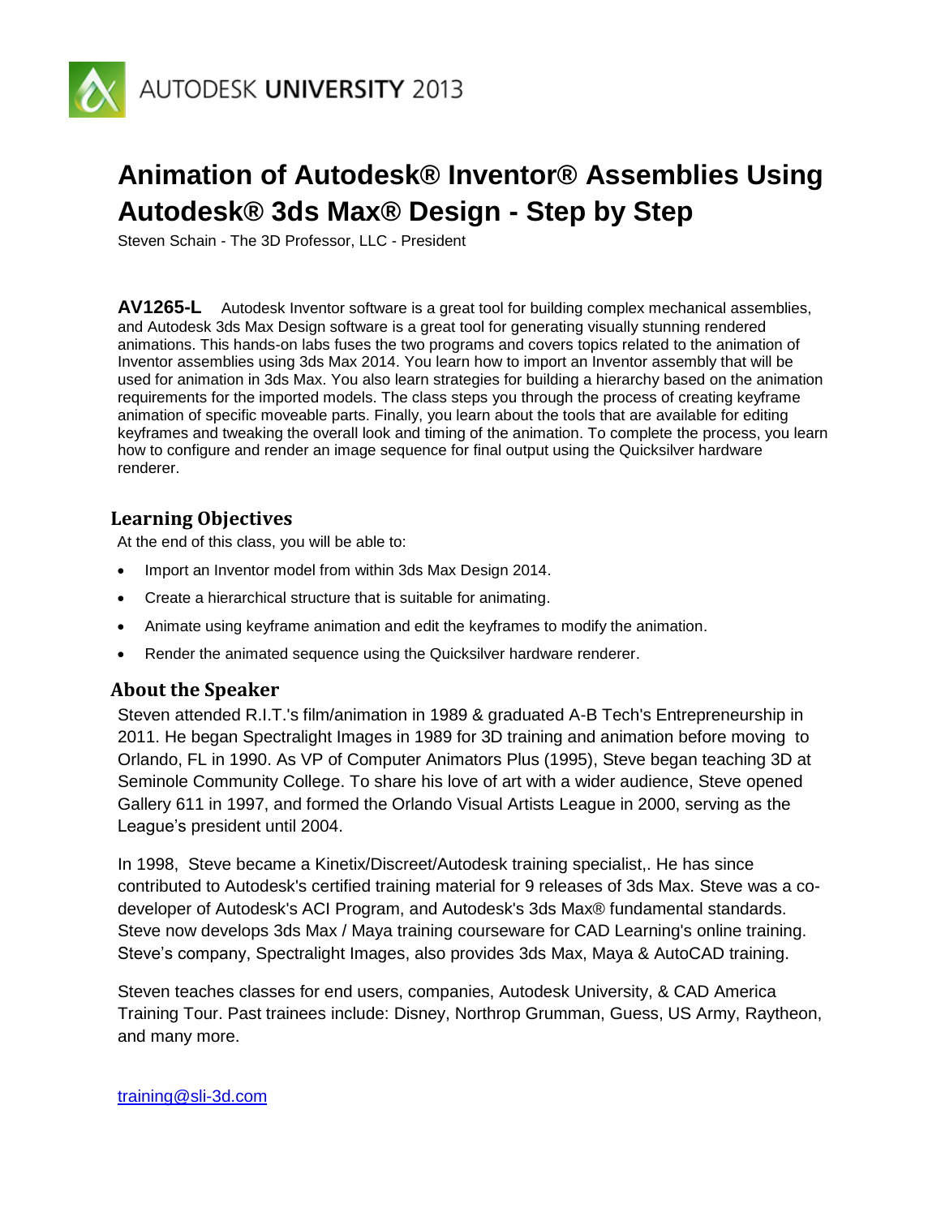AUTODESK UNIVERSITY 2013

# Animation of Autodesk® Inventor® Assemblies Using Autodesk® 3ds Max® Design - Step by Step

Steven Schain - The 3D Professor, LLC - President

**AV1265-L** Autodesk Inventor software is a great tool for building complex mechanical assemblies, and Autodesk 3ds Max Design software is a great tool for generating visually stunning rendered animations. This hands-on labs fuses the two programs and covers topics related to the animation of Inventor assemblies using 3ds Max 2014. You learn how to import an Inventor assembly that will be used for animation in 3ds Max. You also learn strategies for building a hierarchy based on the animation requirements for the imported models. The class steps you through the process of creating keyframe animation of specific moveable parts. Finally, you learn about the tools that are available for editing keyframes and tweaking the overall look and timing of the animation. To complete the process, you learn how to configure and render an image sequence for final output using the Quicksilver hardware renderer.

## Learning Objectives

At the end of this class, you will be able to:

- Import an Inventor model from within 3ds Max Design 2014.
- Create a hierarchical structure that is suitable for animating.
- Animate using keyframe animation and edit the keyframes to modify the animation.
- Render the animated sequence using the Quicksilver hardware renderer.

## About the Speaker

Steven attended R.I.T.'s film/animation in 1989 & graduated A-B Tech's Entrepreneurship in 2011. He began Spectralight Images in 1989 for 3D training and animation before moving to Orlando, FL in 1990. As VP of Computer Animators Plus (1995), Steve began teaching 3D at Seminole Community College. To share his love of art with a wider audience, Steve opened Gallery 611 in 1997, and formed the Orlando Visual Artists League in 2000, serving as the League's president until 2004.

In 1998, Steve became a Kinetix/Discreet/Autodesk training specialist,. He has since contributed to Autodesk's certified training material for 9 releases of 3ds Max. Steve was a co-developer of Autodesk's ACI Program, and Autodesk's 3ds Max® fundamental standards. Steve now develops 3ds Max / Maya training courseware for CAD Learning's online training. Steve's company, Spectralight Images, also provides 3ds Max, Maya & AutoCAD training.

Steven teaches classes for end users, companies, Autodesk University, & CAD America Training Tour. Past trainees include: Disney, Northrop Grumman, Guess, US Army, Raytheon, and many more.

training@sli-3d.com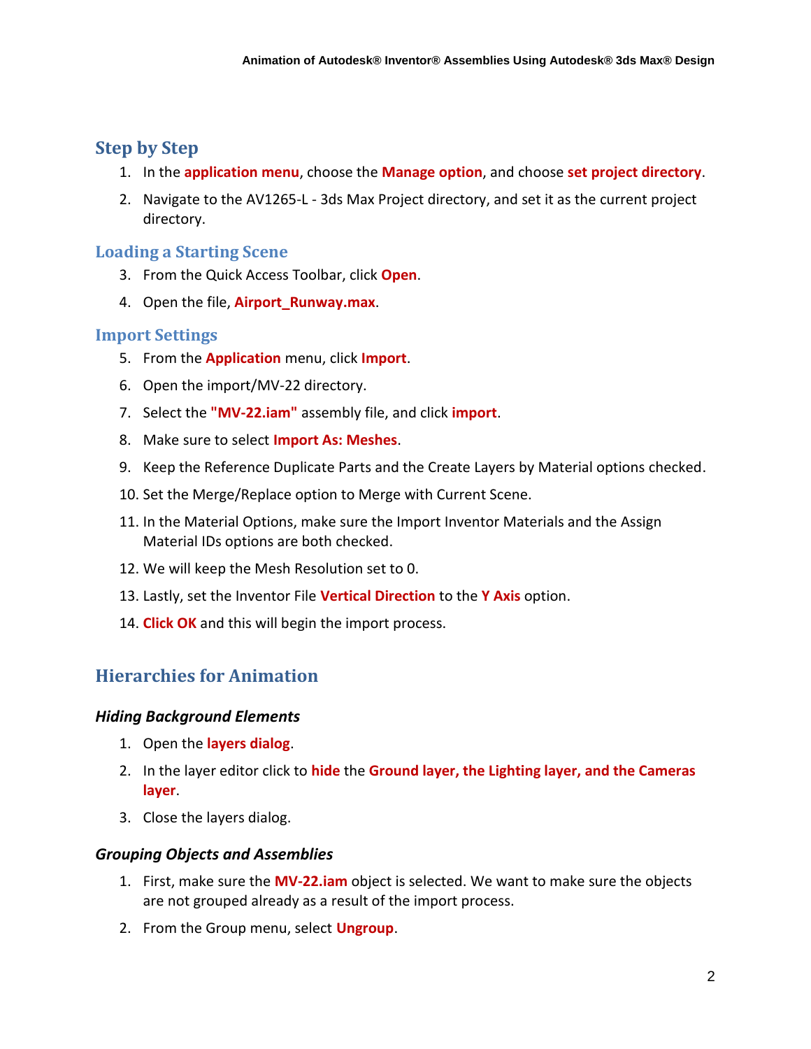## Step by Step

1. In the **application menu**, choose the **Manage option**, and choose **set project directory**.
2. Navigate to the AV1265-L - 3ds Max Project directory, and set it as the current project directory.

### Loading a Starting Scene

3. From the Quick Access Toolbar, click **Open**.
4. Open the file, **Airport_Runway.max**.

### Import Settings

5. From the **Application** menu, click **Import**.
6. Open the import/MV-22 directory.
7. Select the **"MV-22.iam"** assembly file, and click **import**.
8. Make sure to select **Import As: Meshes**.
9. Keep the Reference Duplicate Parts and the Create Layers by Material options checked.
10. Set the Merge/Replace option to Merge with Current Scene.
11. In the Material Options, make sure the Import Inventor Materials and the Assign Material IDs options are both checked.
12. We will keep the Mesh Resolution set to 0.
13. Lastly, set the Inventor File **Vertical Direction** to the **Y Axis** option.
14. **Click OK** and this will begin the import process.

## Hierarchies for Animation

#### *Hiding Background Elements*

1. Open the **layers dialog**.
2. In the layer editor click to **hide** the **Ground layer, the Lighting layer, and the Cameras layer**.
3. Close the layers dialog.

#### *Grouping Objects and Assemblies*

1. First, make sure the **MV-22.iam** object is selected. We want to make sure the objects are not grouped already as a result of the import process.
2. From the Group menu, select **Ungroup**.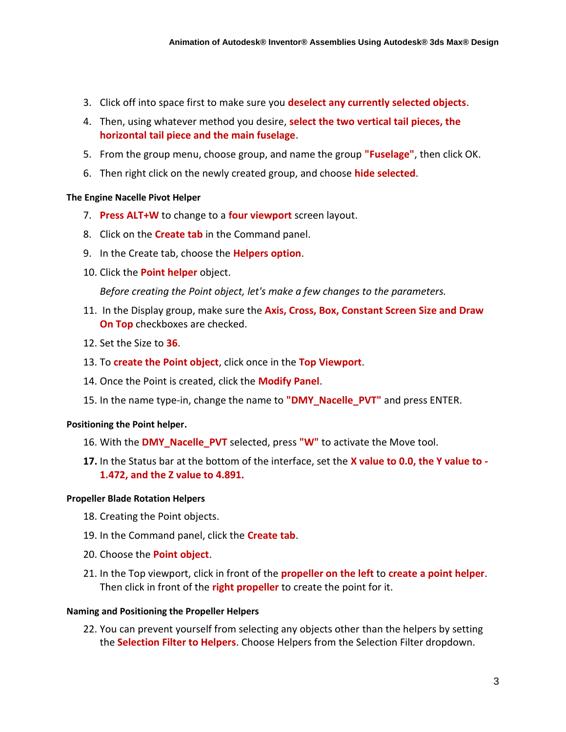3. Click off into space first to make sure you **deselect any currently selected objects**.
4. Then, using whatever method you desire, **select the two vertical tail pieces, the horizontal tail piece and the main fuselage**.
5. From the group menu, choose group, and name the group **"Fuselage"**, then click OK.
6. Then right click on the newly created group, and choose **hide selected**.

#### The Engine Nacelle Pivot Helper

7. **Press ALT+W** to change to a **four viewport** screen layout.
8. Click on the **Create tab** in the Command panel.
9. In the Create tab, choose the **Helpers option**.
10. Click the **Point helper** object.

    *Before creating the Point object, let's make a few changes to the parameters.*

11. In the Display group, make sure the **Axis, Cross, Box, Constant Screen Size and Draw On Top** checkboxes are checked.
12. Set the Size to **36**.
13. To **create the Point object**, click once in the **Top Viewport**.
14. Once the Point is created, click the **Modify Panel**.
15. In the name type-in, change the name to **"DMY_Nacelle_PVT"** and press ENTER.

#### Positioning the Point helper.

16. With the **DMY_Nacelle_PVT** selected, press **"W"** to activate the Move tool.
17. In the Status bar at the bottom of the interface, set the **X value to 0.0, the Y value to -1.472, and the Z value to 4.891.**

#### Propeller Blade Rotation Helpers

18. Creating the Point objects.
19. In the Command panel, click the **Create tab**.
20. Choose the **Point object**.
21. In the Top viewport, click in front of the **propeller on the left** to **create a point helper**. Then click in front of the **right propeller** to create the point for it.

#### Naming and Positioning the Propeller Helpers

22. You can prevent yourself from selecting any objects other than the helpers by setting the **Selection Filter to Helpers**. Choose Helpers from the Selection Filter dropdown.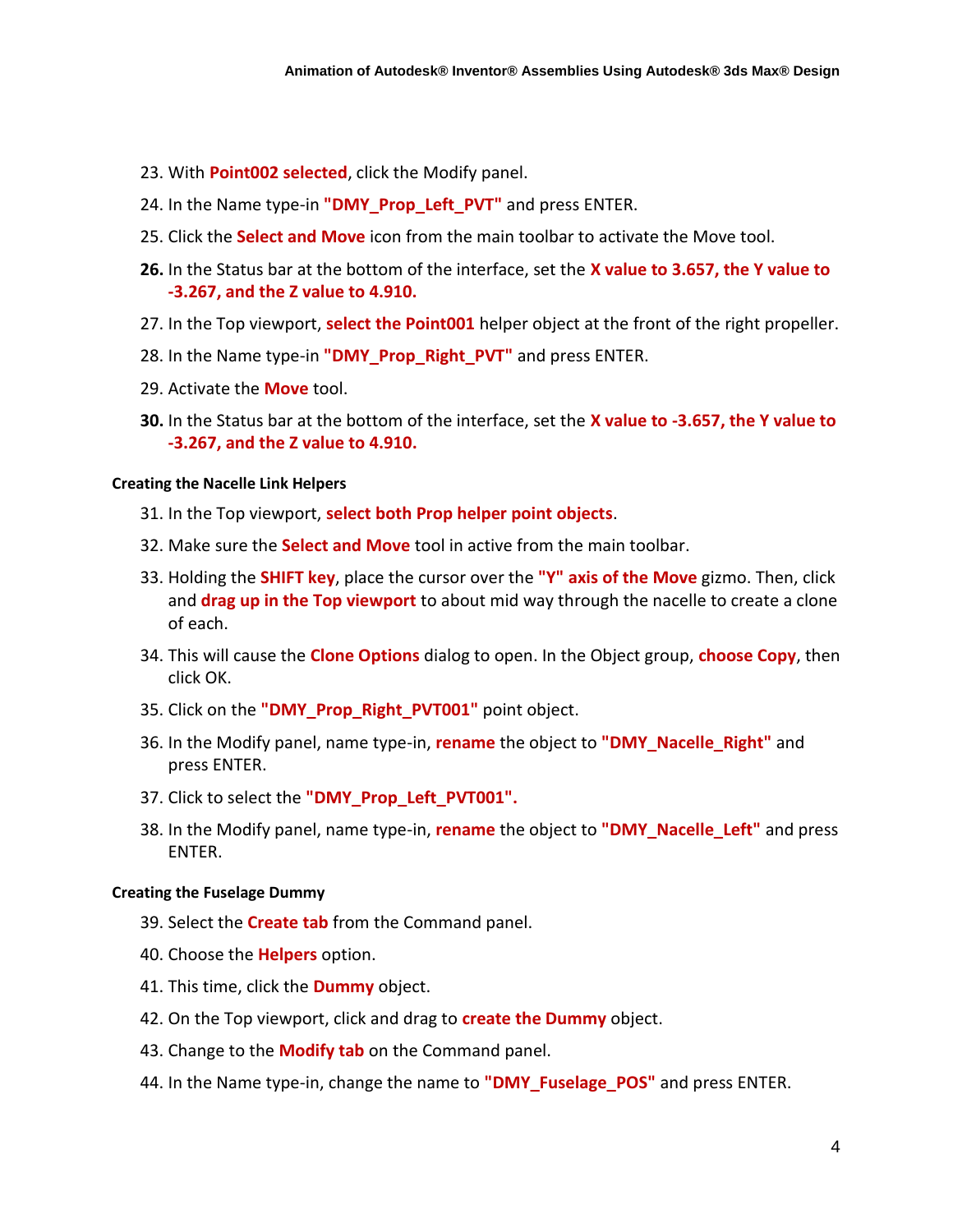23. With **Point002 selected**, click the Modify panel.
24. In the Name type-in **"DMY_Prop_Left_PVT"** and press ENTER.
25. Click the **Select and Move** icon from the main toolbar to activate the Move tool.
26. In the Status bar at the bottom of the interface, set the **X value to 3.657, the Y value to -3.267, and the Z value to 4.910.**
27. In the Top viewport, **select the Point001** helper object at the front of the right propeller.
28. In the Name type-in **"DMY_Prop_Right_PVT"** and press ENTER.
29. Activate the **Move** tool.
30. In the Status bar at the bottom of the interface, set the **X value to -3.657, the Y value to -3.267, and the Z value to 4.910.**

#### Creating the Nacelle Link Helpers

31. In the Top viewport, **select both Prop helper point objects**.
32. Make sure the **Select and Move** tool in active from the main toolbar.
33. Holding the **SHIFT key**, place the cursor over the **"Y" axis of the Move** gizmo. Then, click and **drag up in the Top viewport** to about mid way through the nacelle to create a clone of each.
34. This will cause the **Clone Options** dialog to open. In the Object group, **choose Copy**, then click OK.
35. Click on the **"DMY_Prop_Right_PVT001"** point object.
36. In the Modify panel, name type-in, **rename** the object to **"DMY_Nacelle_Right"** and press ENTER.
37. Click to select the **"DMY_Prop_Left_PVT001".**
38. In the Modify panel, name type-in, **rename** the object to **"DMY_Nacelle_Left"** and press ENTER.

#### Creating the Fuselage Dummy

39. Select the **Create tab** from the Command panel.
40. Choose the **Helpers** option.
41. This time, click the **Dummy** object.
42. On the Top viewport, click and drag to **create the Dummy** object.
43. Change to the **Modify tab** on the Command panel.
44. In the Name type-in, change the name to **"DMY_Fuselage_POS"** and press ENTER.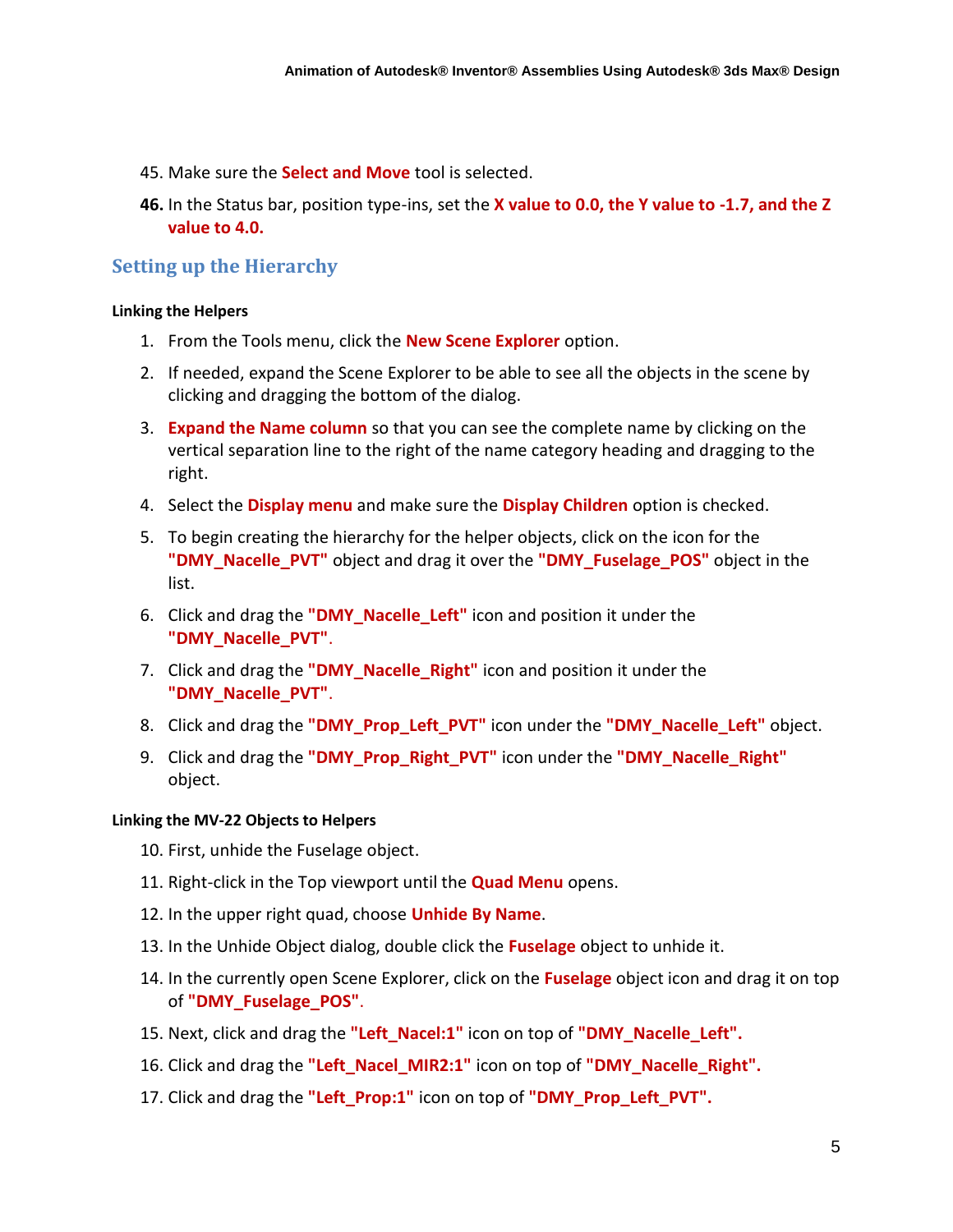45. Make sure the **Select and Move** tool is selected.
46. In the Status bar, position type-ins, set the **X value to 0.0, the Y value to -1.7, and the Z value to 4.0.**

## Setting up the Hierarchy

#### Linking the Helpers

1. From the Tools menu, click the **New Scene Explorer** option.
2. If needed, expand the Scene Explorer to be able to see all the objects in the scene by clicking and dragging the bottom of the dialog.
3. **Expand the Name column** so that you can see the complete name by clicking on the vertical separation line to the right of the name category heading and dragging to the right.
4. Select the **Display menu** and make sure the **Display Children** option is checked.
5. To begin creating the hierarchy for the helper objects, click on the icon for the **"DMY_Nacelle_PVT"** object and drag it over the **"DMY_Fuselage_POS"** object in the list.
6. Click and drag the **"DMY_Nacelle_Left"** icon and position it under the **"DMY_Nacelle_PVT"**.
7. Click and drag the **"DMY_Nacelle_Right"** icon and position it under the **"DMY_Nacelle_PVT"**.
8. Click and drag the **"DMY_Prop_Left_PVT"** icon under the **"DMY_Nacelle_Left"** object.
9. Click and drag the **"DMY_Prop_Right_PVT"** icon under the **"DMY_Nacelle_Right"** object.

#### Linking the MV-22 Objects to Helpers

10. First, unhide the Fuselage object.
11. Right-click in the Top viewport until the **Quad Menu** opens.
12. In the upper right quad, choose **Unhide By Name**.
13. In the Unhide Object dialog, double click the **Fuselage** object to unhide it.
14. In the currently open Scene Explorer, click on the **Fuselage** object icon and drag it on top of **"DMY_Fuselage_POS"**.
15. Next, click and drag the **"Left_Nacel:1"** icon on top of **"DMY_Nacelle_Left".**
16. Click and drag the **"Left_Nacel_MIR2:1"** icon on top of **"DMY_Nacelle_Right".**
17. Click and drag the **"Left_Prop:1"** icon on top of **"DMY_Prop_Left_PVT".**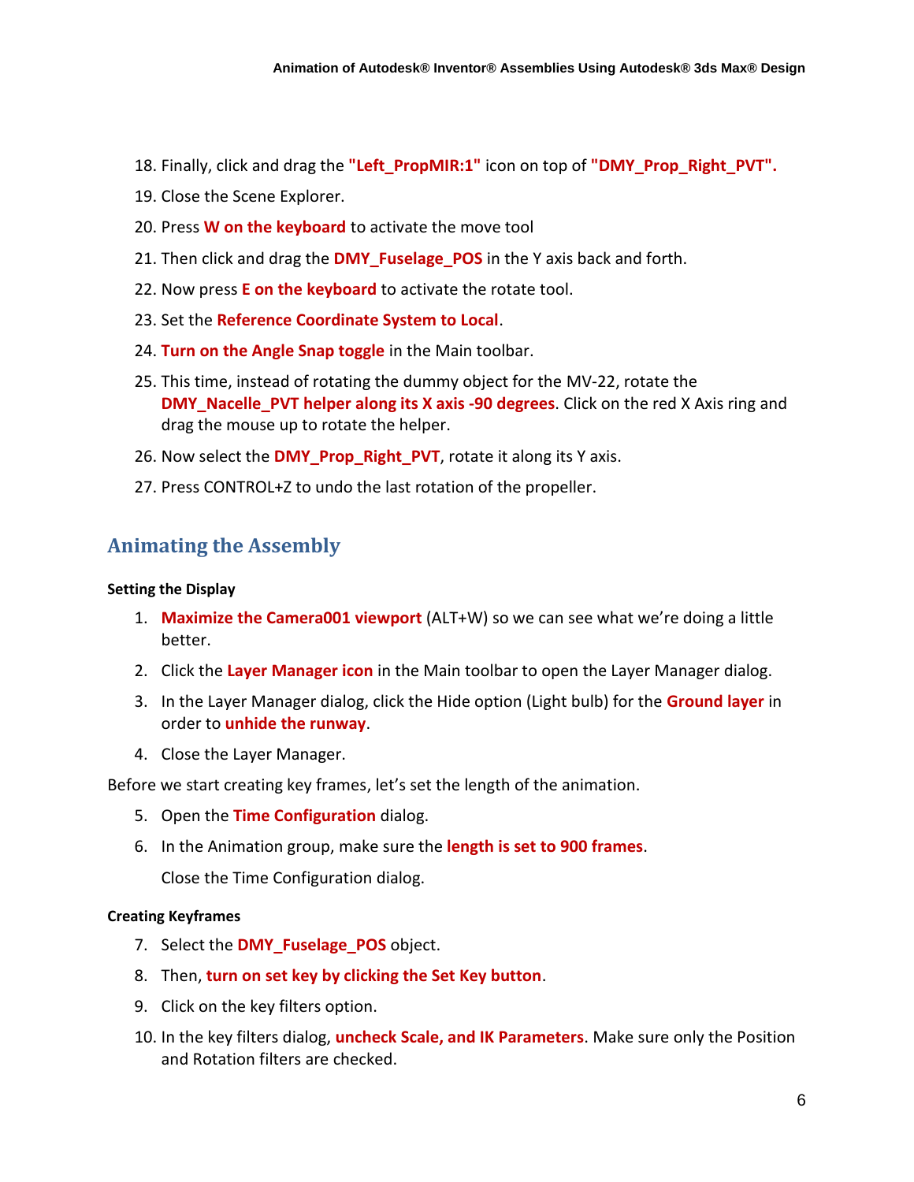18. Finally, click and drag the **"Left_PropMIR:1"** icon on top of **"DMY_Prop_Right_PVT".**
19. Close the Scene Explorer.
20. Press **W on the keyboard** to activate the move tool
21. Then click and drag the **DMY_Fuselage_POS** in the Y axis back and forth.
22. Now press **E on the keyboard** to activate the rotate tool.
23. Set the **Reference Coordinate System to Local**.
24. **Turn on the Angle Snap toggle** in the Main toolbar.
25. This time, instead of rotating the dummy object for the MV-22, rotate the **DMY_Nacelle_PVT helper along its X axis -90 degrees**. Click on the red X Axis ring and drag the mouse up to rotate the helper.
26. Now select the **DMY_Prop_Right_PVT**, rotate it along its Y axis.
27. Press CONTROL+Z to undo the last rotation of the propeller.

## Animating the Assembly

**Setting the Display**

1. **Maximize the Camera001 viewport** (ALT+W) so we can see what we're doing a little better.
2. Click the **Layer Manager icon** in the Main toolbar to open the Layer Manager dialog.
3. In the Layer Manager dialog, click the Hide option (Light bulb) for the **Ground layer** in order to **unhide the runway**.
4. Close the Layer Manager.

Before we start creating key frames, let's set the length of the animation.

5. Open the **Time Configuration** dialog.
6. In the Animation group, make sure the **length is set to 900 frames**.

   Close the Time Configuration dialog.

**Creating Keyframes**

7. Select the **DMY_Fuselage_POS** object.
8. Then, **turn on set key by clicking the Set Key button**.
9. Click on the key filters option.
10. In the key filters dialog, **uncheck Scale, and IK Parameters**. Make sure only the Position and Rotation filters are checked.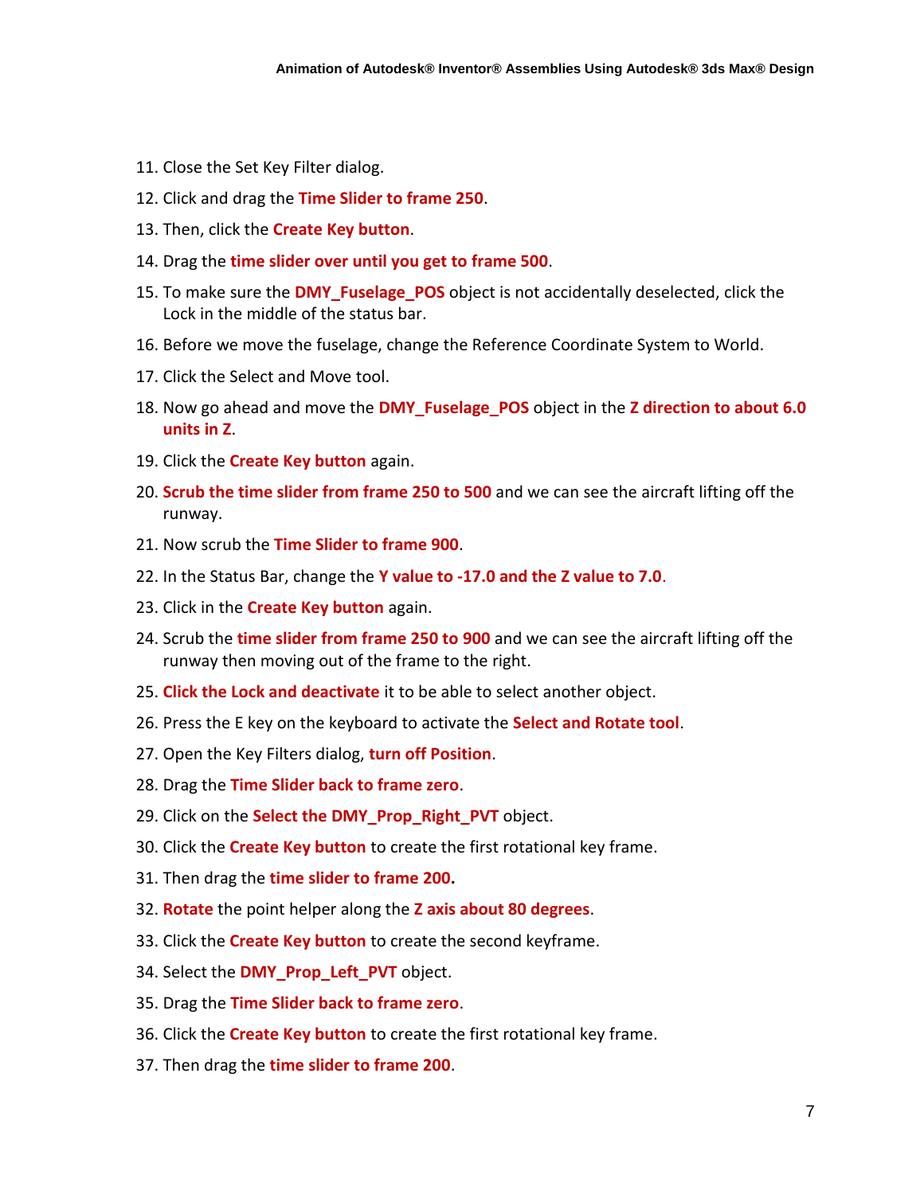11. Close the Set Key Filter dialog.
12. Click and drag the **Time Slider to frame 250**.
13. Then, click the **Create Key button**.
14. Drag the **time slider over until you get to frame 500**.
15. To make sure the **DMY_Fuselage_POS** object is not accidentally deselected, click the Lock in the middle of the status bar.
16. Before we move the fuselage, change the Reference Coordinate System to World.
17. Click the Select and Move tool.
18. Now go ahead and move the **DMY_Fuselage_POS** object in the **Z direction to about 6.0 units in Z**.
19. Click the **Create Key button** again.
20. **Scrub the time slider from frame 250 to 500** and we can see the aircraft lifting off the runway.
21. Now scrub the **Time Slider to frame 900**.
22. In the Status Bar, change the **Y value to -17.0 and the Z value to 7.0**.
23. Click in the **Create Key button** again.
24. Scrub the **time slider from frame 250 to 900** and we can see the aircraft lifting off the runway then moving out of the frame to the right.
25. **Click the Lock and deactivate** it to be able to select another object.
26. Press the E key on the keyboard to activate the **Select and Rotate tool**.
27. Open the Key Filters dialog, **turn off Position**.
28. Drag the **Time Slider back to frame zero**.
29. Click on the **Select the DMY_Prop_Right_PVT** object.
30. Click the **Create Key button** to create the first rotational key frame.
31. Then drag the **time slider to frame 200.**
32. **Rotate** the point helper along the **Z axis about 80 degrees**.
33. Click the **Create Key button** to create the second keyframe.
34. Select the **DMY_Prop_Left_PVT** object.
35. Drag the **Time Slider back to frame zero**.
36. Click the **Create Key button** to create the first rotational key frame.
37. Then drag the **time slider to frame 200**.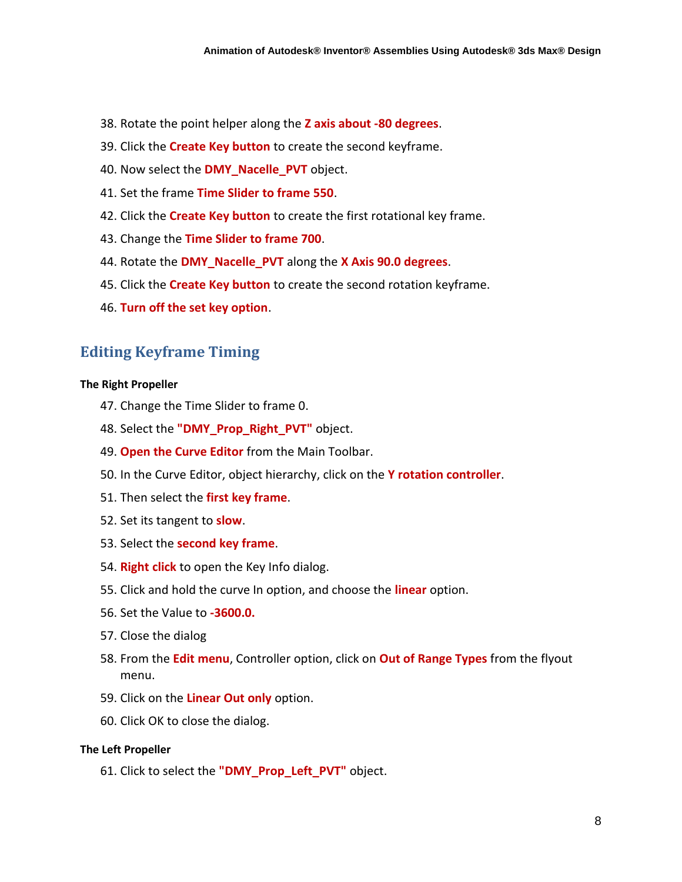38. Rotate the point helper along the **Z axis about -80 degrees**.
39. Click the **Create Key button** to create the second keyframe.
40. Now select the **DMY_Nacelle_PVT** object.
41. Set the frame **Time Slider to frame 550**.
42. Click the **Create Key button** to create the first rotational key frame.
43. Change the **Time Slider to frame 700**.
44. Rotate the **DMY_Nacelle_PVT** along the **X Axis 90.0 degrees**.
45. Click the **Create Key button** to create the second rotation keyframe.
46. **Turn off the set key option**.

## Editing Keyframe Timing

#### The Right Propeller

47. Change the Time Slider to frame 0.
48. Select the **"DMY_Prop_Right_PVT"** object.
49. **Open the Curve Editor** from the Main Toolbar.
50. In the Curve Editor, object hierarchy, click on the **Y rotation controller**.
51. Then select the **first key frame**.
52. Set its tangent to **slow**.
53. Select the **second key frame**.
54. **Right click** to open the Key Info dialog.
55. Click and hold the curve In option, and choose the **linear** option.
56. Set the Value to **-3600.0.**
57. Close the dialog
58. From the **Edit menu**, Controller option, click on **Out of Range Types** from the flyout menu.
59. Click on the **Linear Out only** option.
60. Click OK to close the dialog.

#### The Left Propeller

61. Click to select the **"DMY_Prop_Left_PVT"** object.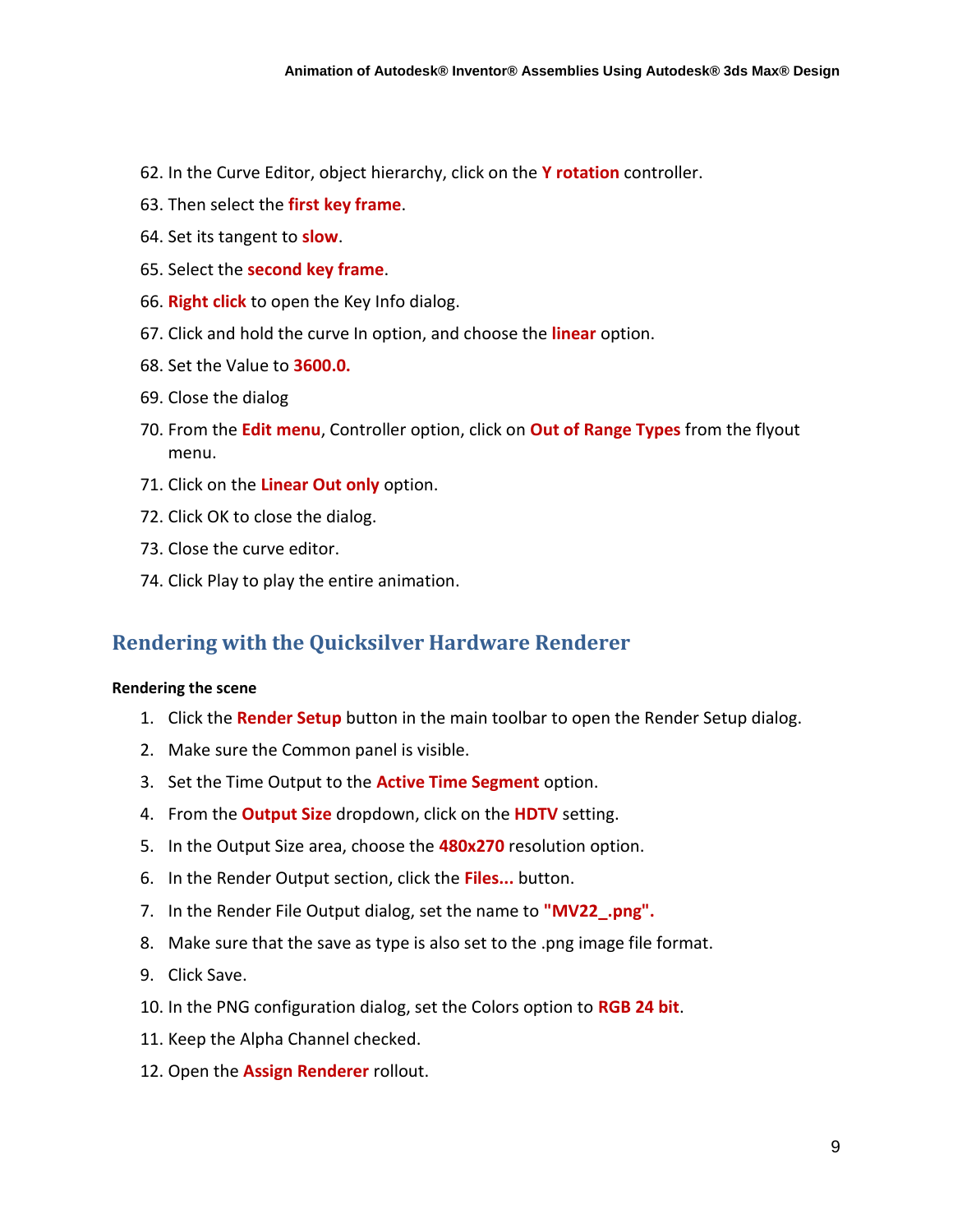62. In the Curve Editor, object hierarchy, click on the **Y rotation** controller.
63. Then select the **first key frame**.
64. Set its tangent to **slow**.
65. Select the **second key frame**.
66. **Right click** to open the Key Info dialog.
67. Click and hold the curve In option, and choose the **linear** option.
68. Set the Value to **3600.0.**
69. Close the dialog
70. From the **Edit menu**, Controller option, click on **Out of Range Types** from the flyout menu.
71. Click on the **Linear Out only** option.
72. Click OK to close the dialog.
73. Close the curve editor.
74. Click Play to play the entire animation.

## Rendering with the Quicksilver Hardware Renderer

#### Rendering the scene

1. Click the **Render Setup** button in the main toolbar to open the Render Setup dialog.
2. Make sure the Common panel is visible.
3. Set the Time Output to the **Active Time Segment** option.
4. From the **Output Size** dropdown, click on the **HDTV** setting.
5. In the Output Size area, choose the **480x270** resolution option.
6. In the Render Output section, click the **Files...** button.
7. In the Render File Output dialog, set the name to **"MV22_.png".**
8. Make sure that the save as type is also set to the .png image file format.
9. Click Save.
10. In the PNG configuration dialog, set the Colors option to **RGB 24 bit**.
11. Keep the Alpha Channel checked.
12. Open the **Assign Renderer** rollout.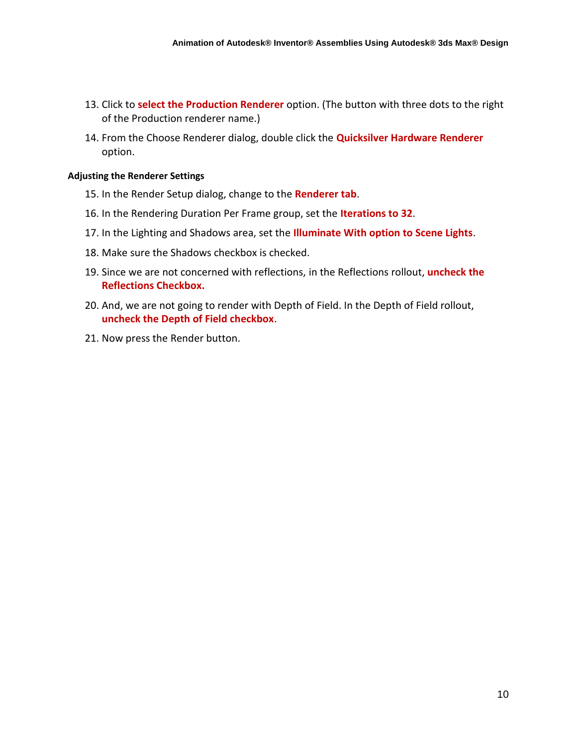13. Click to **select the Production Renderer** option. (The button with three dots to the right of the Production renderer name.)
14. From the Choose Renderer dialog, double click the **Quicksilver Hardware Renderer** option.

**Adjusting the Renderer Settings**

15. In the Render Setup dialog, change to the **Renderer tab**.
16. In the Rendering Duration Per Frame group, set the **Iterations to 32**.
17. In the Lighting and Shadows area, set the **Illuminate With option to Scene Lights**.
18. Make sure the Shadows checkbox is checked.
19. Since we are not concerned with reflections, in the Reflections rollout, **uncheck the Reflections Checkbox.**
20. And, we are not going to render with Depth of Field. In the Depth of Field rollout, **uncheck the Depth of Field checkbox**.
21. Now press the Render button.